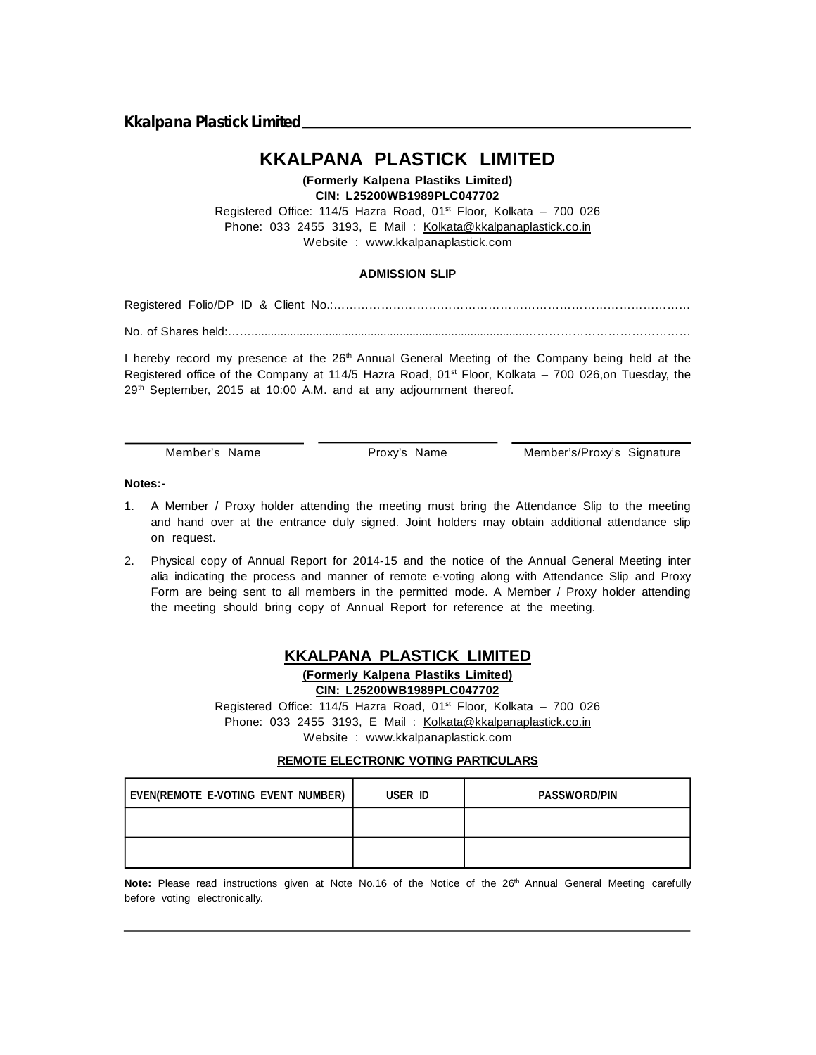# KKALPANA PLASTICK LIMITED

**(Formerly Kalpena Plastiks Limited)**

**CIN: L25200WB1989PLC047702**

Registered Office: 114/5 Hazra Road, 01st Floor, Kolkata – 700 026

Phone: 033 2455 3193, E Mail : Kolkata@kkalpanaplastick.co.in

Website : www.kkalpanaplastick.com

### ADMISSION SLIP

Registered Folio/DP ID & Client No.:………………………………………………………………………………

No. of Shares held:……..........................................................................................……………………………………

I hereby record my presence at the 26th Annual General Meeting of the Company being held at the Registered office of the Company at 114/5 Hazra Road, 01st Floor, Kolkata – 700 026,on Tuesday, the 29th September, 2015 at 10:00 A.M. and at any adjournment thereof.

| Member's Name | Proxy's Name | Member's/Proxy's Signature |
|---|---|---|

**Notes:-**

1. A Member / Proxy holder attending the meeting must bring the Attendance Slip to the meeting and hand over at the entrance duly signed. Joint holders may obtain additional attendance slip on request.
2. Physical copy of Annual Report for 2014-15 and the notice of the Annual General Meeting inter alia indicating the process and manner of remote e-voting along with Attendance Slip and Proxy Form are being sent to all members in the permitted mode. A Member / Proxy holder attending the meeting should bring copy of Annual Report for reference at the meeting.

# KKALPANA PLASTICK LIMITED

**(Formerly Kalpena Plastiks Limited)**

**CIN: L25200WB1989PLC047702**

Registered Office: 114/5 Hazra Road, 01st Floor, Kolkata – 700 026

Phone: 033 2455 3193, E Mail : Kolkata@kkalpanaplastick.co.in

Website : www.kkalpanaplastick.com

### REMOTE ELECTRONIC VOTING PARTICULARS

| EVEN(REMOTE E-VOTING EVENT NUMBER) | USER ID | PASSWORD/PIN |
|---|---|---|
| | | |
| | | |

**Note:** Please read instructions given at Note No.16 of the Notice of the 26th Annual General Meeting carefully before voting electronically.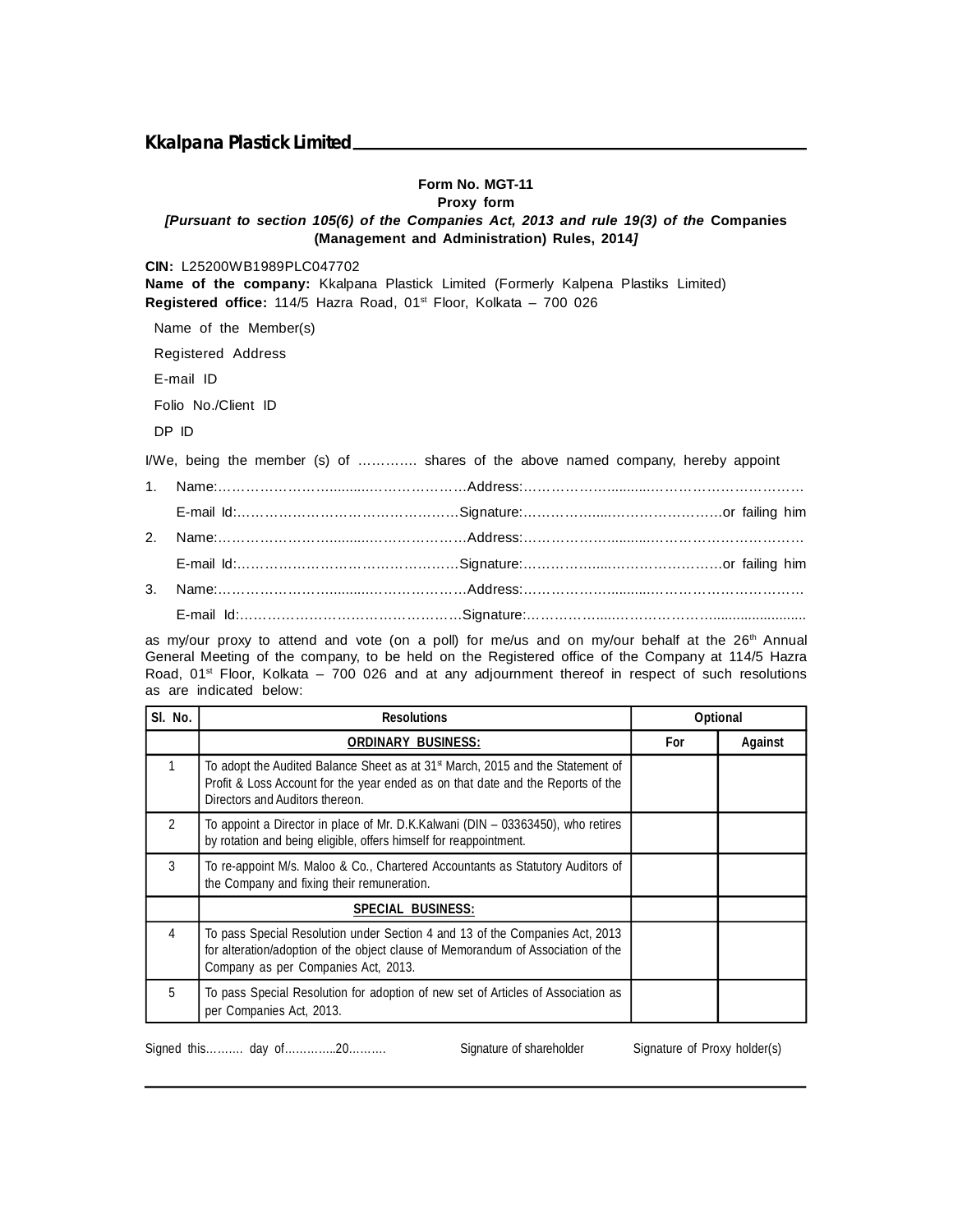**Kkalpana Plastick Limited**

**Form No. MGT-11**
**Proxy form**
***[Pursuant to section 105(6) of the Companies Act, 2013 and rule 19(3) of the* Companies (Management and Administration) Rules, 2014*]***

**CIN:** L25200WB1989PLC047702
**Name of the company:** Kkalpana Plastick Limited (Formerly Kalpena Plastiks Limited)
**Registered office:** 114/5 Hazra Road, 01st Floor, Kolkata – 700 026

Name of the Member(s)

Registered Address

E-mail ID

Folio No./Client ID

DP ID

I/We, being the member (s) of …………. shares of the above named company, hereby appoint

1. Name:……………………..........…………………Address:……………….........……………………………

   E-mail Id:…………………………………………Signature:……………......……………………or failing him

2. Name:……………………..........…………………Address:……………….........……………………………

   E-mail Id:…………………………………………Signature:……………......……………………or failing him

3. Name:……………………..........…………………Address:……………….........……………………………

   E-mail Id:…………………………………………Signature:……………......………………….......................

as my/our proxy to attend and vote (on a poll) for me/us and on my/our behalf at the 26th Annual General Meeting of the company, to be held on the Registered office of the Company at 114/5 Hazra Road, 01st Floor, Kolkata – 700 026 and at any adjournment thereof in respect of such resolutions as are indicated below:

| Sl. No. | Resolutions | Optional | |
|---|---|---|---|
| | **ORDINARY BUSINESS:** | For | Against |
| 1 | To adopt the Audited Balance Sheet as at 31st March, 2015 and the Statement of Profit & Loss Account for the year ended as on that date and the Reports of the Directors and Auditors thereon. | | |
| 2 | To appoint a Director in place of Mr. D.K.Kalwani (DIN – 03363450), who retires by rotation and being eligible, offers himself for reappointment. | | |
| 3 | To re-appoint M/s. Maloo & Co., Chartered Accountants as Statutory Auditors of the Company and fixing their remuneration. | | |
| | **SPECIAL BUSINESS:** | | |
| 4 | To pass Special Resolution under Section 4 and 13 of the Companies Act, 2013 for alteration/adoption of the object clause of Memorandum of Association of the Company as per Companies Act, 2013. | | |
| 5 | To pass Special Resolution for adoption of new set of Articles of Association as per Companies Act, 2013. | | |

Signed this……… day of…………..20……… Signature of shareholder Signature of Proxy holder(s)